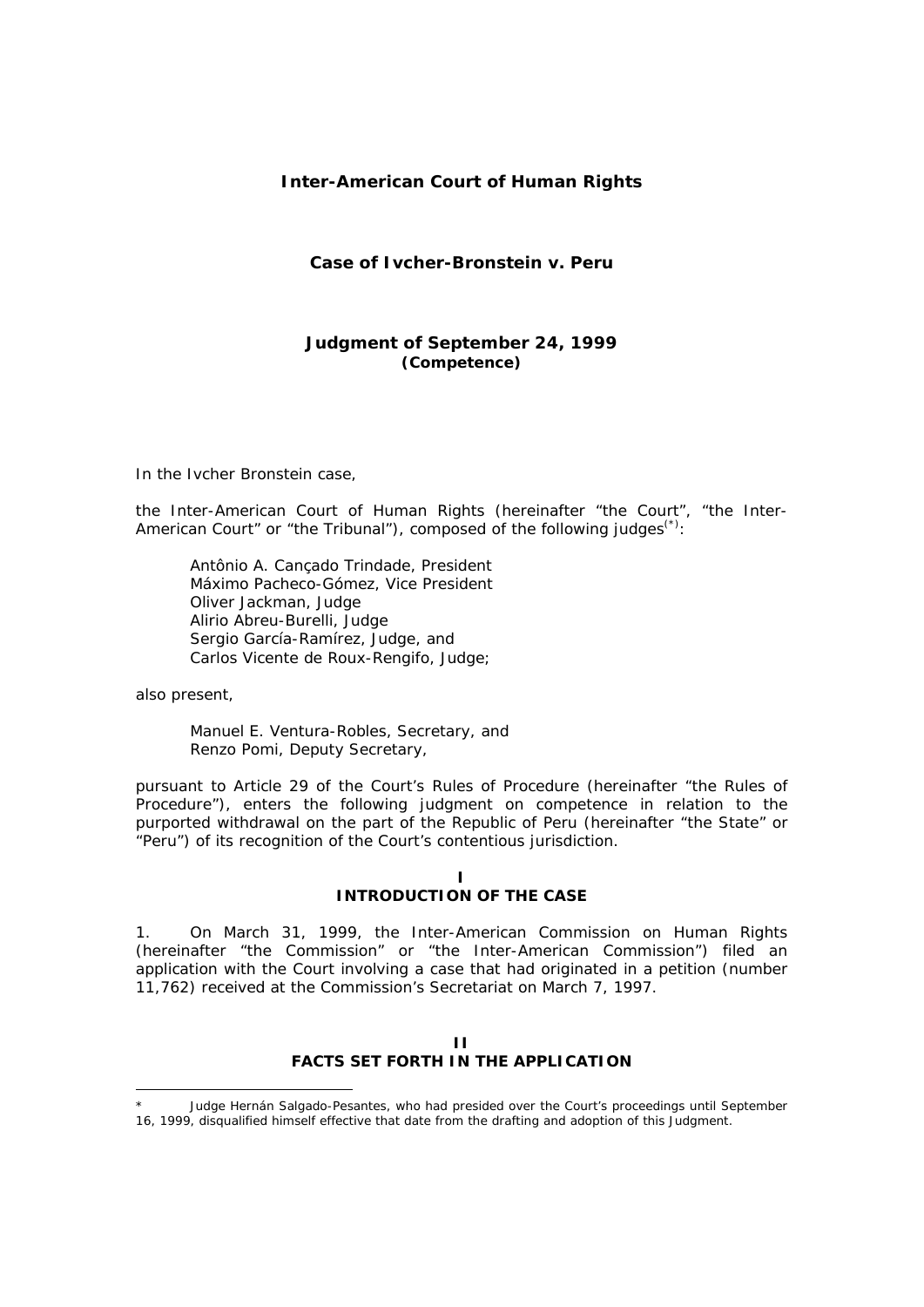# Inter-American Court of Human Rights

## Case of Ivcher-Bronstein v. Peru

### Judgment of September 24, 1999
**(Competence)**

In the Ivcher Bronstein case,

the Inter-American Court of Human Rights (hereinafter "the Court", "the Inter-American Court" or "the Tribunal"), composed of the following judges[(*)]:

> Antônio A. Cançado Trindade, President
> Máximo Pacheco-Gómez, Vice President
> Oliver Jackman, Judge
> Alirio Abreu-Burelli, Judge
> Sergio García-Ramírez, Judge, and
> Carlos Vicente de Roux-Rengifo, Judge;

also present,

> Manuel E. Ventura-Robles, Secretary, and
> Renzo Pomi, Deputy Secretary,

pursuant to Article 29 of the Court's Rules of Procedure (hereinafter "the Rules of Procedure"), enters the following judgment on competence in relation to the purported withdrawal on the part of the Republic of Peru (hereinafter "the State" or "Peru") of its recognition of the Court's contentious jurisdiction.

## I
## INTRODUCTION OF THE CASE

1. On March 31, 1999, the Inter-American Commission on Human Rights (hereinafter "the Commission" or "the Inter-American Commission") filed an application with the Court involving a case that had originated in a petition (number 11,762) received at the Commission's Secretariat on March 7, 1997.

## II
## FACTS SET FORTH IN THE APPLICATION

---

\* Judge Hernán Salgado-Pesantes, who had presided over the Court's proceedings until September 16, 1999, disqualified himself effective that date from the drafting and adoption of this Judgment.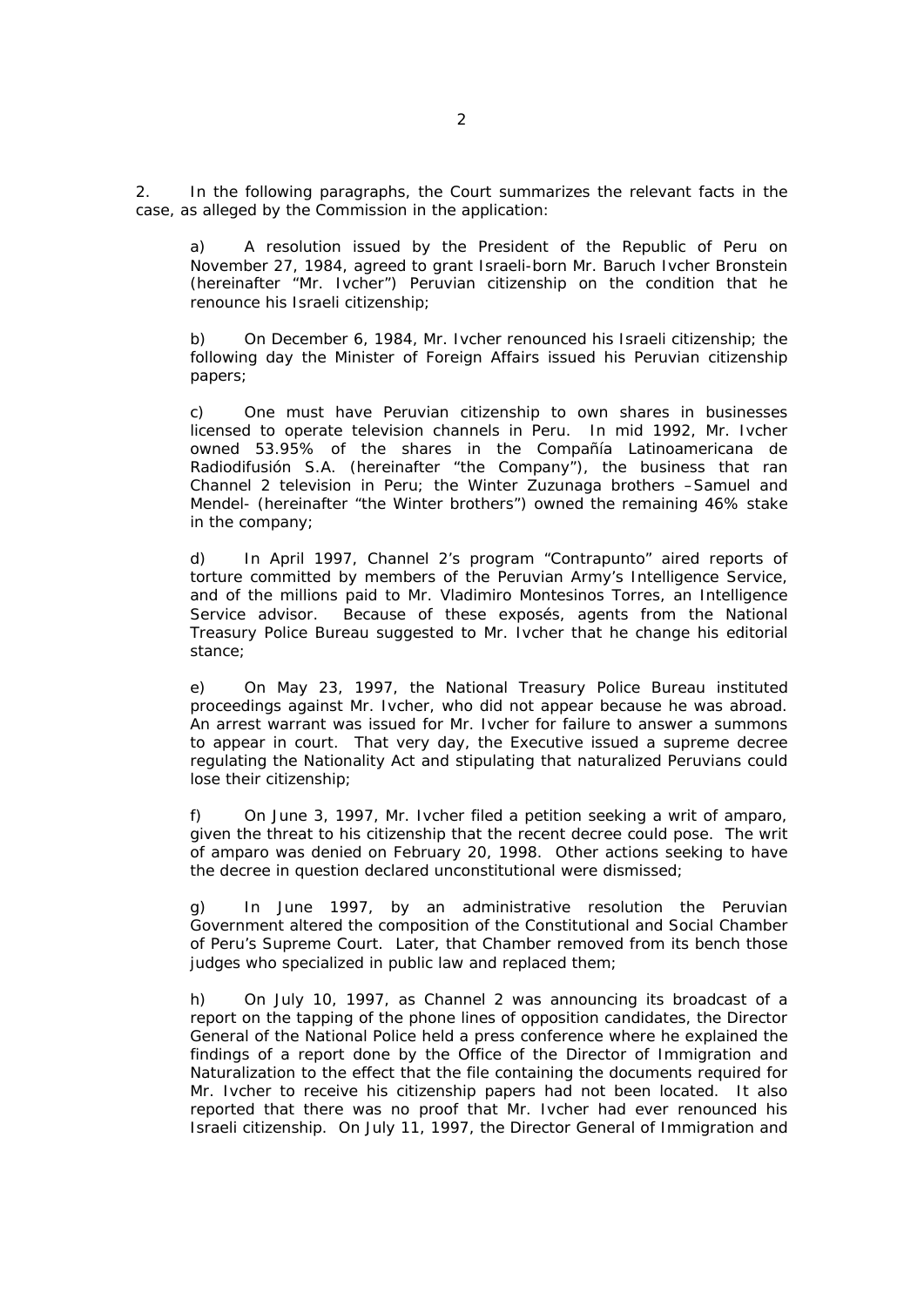2. In the following paragraphs, the Court summarizes the relevant facts in the case, as alleged by the Commission in the application:

a) A resolution issued by the President of the Republic of Peru on November 27, 1984, agreed to grant Israeli-born Mr. Baruch Ivcher Bronstein (hereinafter "Mr. Ivcher") Peruvian citizenship on the condition that he renounce his Israeli citizenship;

b) On December 6, 1984, Mr. Ivcher renounced his Israeli citizenship; the following day the Minister of Foreign Affairs issued his Peruvian citizenship papers;

c) One must have Peruvian citizenship to own shares in businesses licensed to operate television channels in Peru. In mid 1992, Mr. Ivcher owned 53.95% of the shares in the Compañía Latinoamericana de Radiodifusión S.A. (hereinafter "the Company"), the business that ran Channel 2 television in Peru; the Winter Zuzunaga brothers –Samuel and Mendel- (hereinafter "the Winter brothers") owned the remaining 46% stake in the company;

d) In April 1997, Channel 2's program "Contrapunto" aired reports of torture committed by members of the Peruvian Army's Intelligence Service, and of the millions paid to Mr. Vladimiro Montesinos Torres, an Intelligence Service advisor. Because of these exposés, agents from the National Treasury Police Bureau suggested to Mr. Ivcher that he change his editorial stance;

e) On May 23, 1997, the National Treasury Police Bureau instituted proceedings against Mr. Ivcher, who did not appear because he was abroad. An arrest warrant was issued for Mr. Ivcher for failure to answer a summons to appear in court. That very day, the Executive issued a supreme decree regulating the Nationality Act and stipulating that naturalized Peruvians could lose their citizenship;

f) On June 3, 1997, Mr. Ivcher filed a petition seeking a writ of amparo, given the threat to his citizenship that the recent decree could pose. The writ of amparo was denied on February 20, 1998. Other actions seeking to have the decree in question declared unconstitutional were dismissed;

g) In June 1997, by an administrative resolution the Peruvian Government altered the composition of the Constitutional and Social Chamber of Peru's Supreme Court. Later, that Chamber removed from its bench those judges who specialized in public law and replaced them;

h) On July 10, 1997, as Channel 2 was announcing its broadcast of a report on the tapping of the phone lines of opposition candidates, the Director General of the National Police held a press conference where he explained the findings of a report done by the Office of the Director of Immigration and Naturalization to the effect that the file containing the documents required for Mr. Ivcher to receive his citizenship papers had not been located. It also reported that there was no proof that Mr. Ivcher had ever renounced his Israeli citizenship. On July 11, 1997, the Director General of Immigration and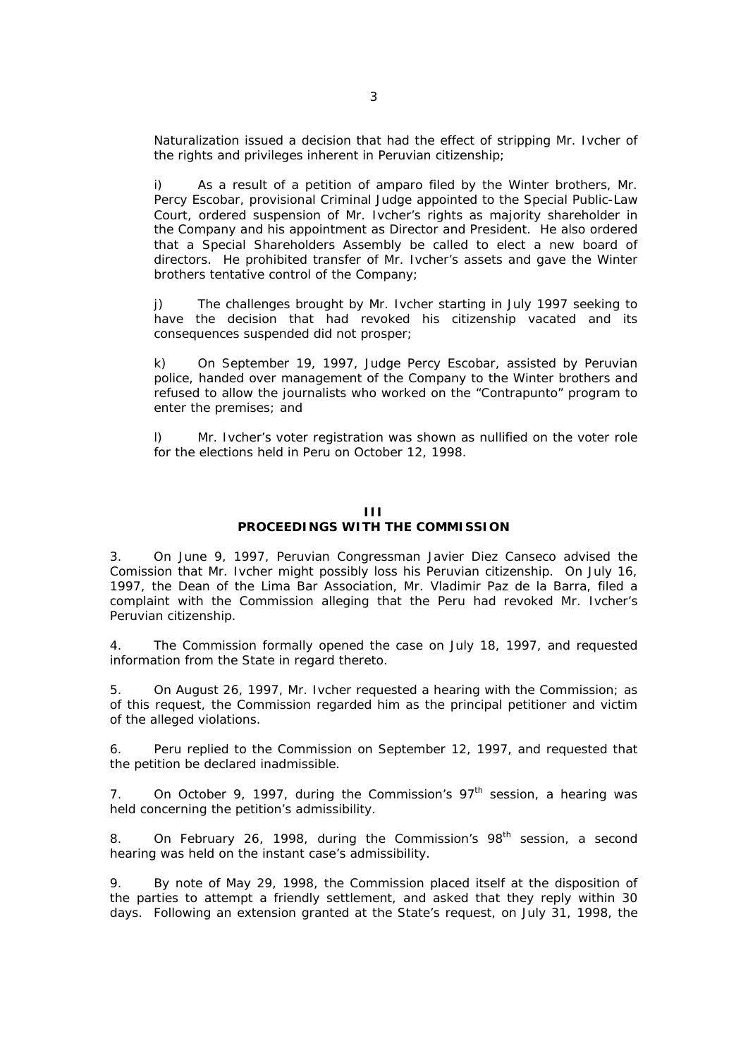Naturalization issued a decision that had the effect of stripping Mr. Ivcher of the rights and privileges inherent in Peruvian citizenship;

i) As a result of a petition of amparo filed by the Winter brothers, Mr. Percy Escobar, provisional Criminal Judge appointed to the Special Public-Law Court, ordered suspension of Mr. Ivcher's rights as majority shareholder in the Company and his appointment as Director and President. He also ordered that a Special Shareholders Assembly be called to elect a new board of directors. He prohibited transfer of Mr. Ivcher's assets and gave the Winter brothers tentative control of the Company;

j) The challenges brought by Mr. Ivcher starting in July 1997 seeking to have the decision that had revoked his citizenship vacated and its consequences suspended did not prosper;

k) On September 19, 1997, Judge Percy Escobar, assisted by Peruvian police, handed over management of the Company to the Winter brothers and refused to allow the journalists who worked on the "Contrapunto" program to enter the premises; and

l) Mr. Ivcher's voter registration was shown as nullified on the voter role for the elections held in Peru on October 12, 1998.

## III
## PROCEEDINGS WITH THE COMMISSION

3. On June 9, 1997, Peruvian Congressman Javier Diez Canseco advised the Comission that Mr. Ivcher might possibly loss his Peruvian citizenship. On July 16, 1997, the Dean of the Lima Bar Association, Mr. Vladimir Paz de la Barra, filed a complaint with the Commission alleging that the Peru had revoked Mr. Ivcher's Peruvian citizenship.

4. The Commission formally opened the case on July 18, 1997, and requested information from the State in regard thereto.

5. On August 26, 1997, Mr. Ivcher requested a hearing with the Commission; as of this request, the Commission regarded him as the principal petitioner and victim of the alleged violations.

6. Peru replied to the Commission on September 12, 1997, and requested that the petition be declared inadmissible.

7. On October 9, 1997, during the Commission's 97th session, a hearing was held concerning the petition's admissibility.

8. On February 26, 1998, during the Commission's 98th session, a second hearing was held on the instant case's admissibility.

9. By note of May 29, 1998, the Commission placed itself at the disposition of the parties to attempt a friendly settlement, and asked that they reply within 30 days. Following an extension granted at the State's request, on July 31, 1998, the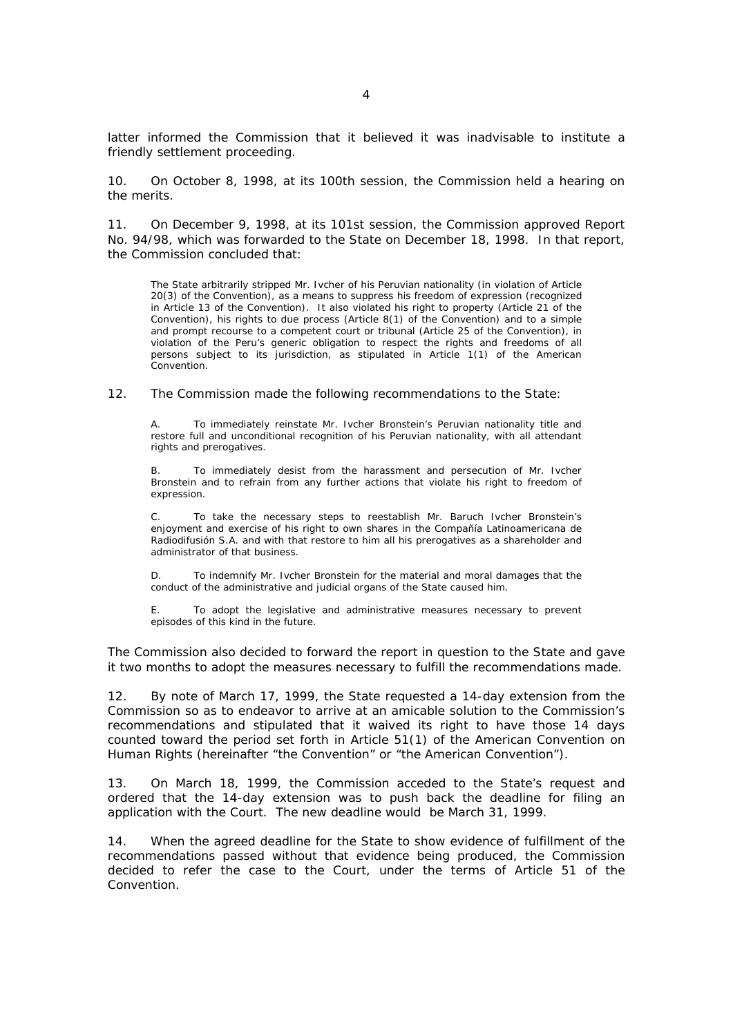latter informed the Commission that it believed it was inadvisable to institute a friendly settlement proceeding.

10. On October 8, 1998, at its 100th session, the Commission held a hearing on the merits.

11. On December 9, 1998, at its 101st session, the Commission approved Report No. 94/98, which was forwarded to the State on December 18, 1998. In that report, the Commission concluded that:

> The State arbitrarily stripped Mr. Ivcher of his Peruvian nationality (in violation of Article 20(3) of the Convention), as a means to suppress his freedom of expression (recognized in Article 13 of the Convention). It also violated his right to property (Article 21 of the Convention), his rights to due process (Article 8(1) of the Convention) and to a simple and prompt recourse to a competent court or tribunal (Article 25 of the Convention), in violation of the Peru's generic obligation to respect the rights and freedoms of all persons subject to its jurisdiction, as stipulated in Article 1(1) of the American Convention.

12. The Commission made the following recommendations to the State:

> A. To immediately reinstate Mr. Ivcher Bronstein's Peruvian nationality title and restore full and unconditional recognition of his Peruvian nationality, with all attendant rights and prerogatives.
>
> B. To immediately desist from the harassment and persecution of Mr. Ivcher Bronstein and to refrain from any further actions that violate his right to freedom of expression.
>
> C. To take the necessary steps to reestablish Mr. Baruch Ivcher Bronstein's enjoyment and exercise of his right to own shares in the Compañía Latinoamericana de Radiodifusión S.A. and with that restore to him all his prerogatives as a shareholder and administrator of that business.
>
> D. To indemnify Mr. Ivcher Bronstein for the material and moral damages that the conduct of the administrative and judicial organs of the State caused him.
>
> E. To adopt the legislative and administrative measures necessary to prevent episodes of this kind in the future.

The Commission also decided to forward the report in question to the State and gave it two months to adopt the measures necessary to fulfill the recommendations made.

12. By note of March 17, 1999, the State requested a 14-day extension from the Commission so as to endeavor to arrive at an amicable solution to the Commission's recommendations and stipulated that it waived its right to have those 14 days counted toward the period set forth in Article 51(1) of the American Convention on Human Rights (hereinafter "the Convention" or "the American Convention").

13. On March 18, 1999, the Commission acceded to the State's request and ordered that the 14-day extension was to push back the deadline for filing an application with the Court. The new deadline would be March 31, 1999.

14. When the agreed deadline for the State to show evidence of fulfillment of the recommendations passed without that evidence being produced, the Commission decided to refer the case to the Court, under the terms of Article 51 of the Convention.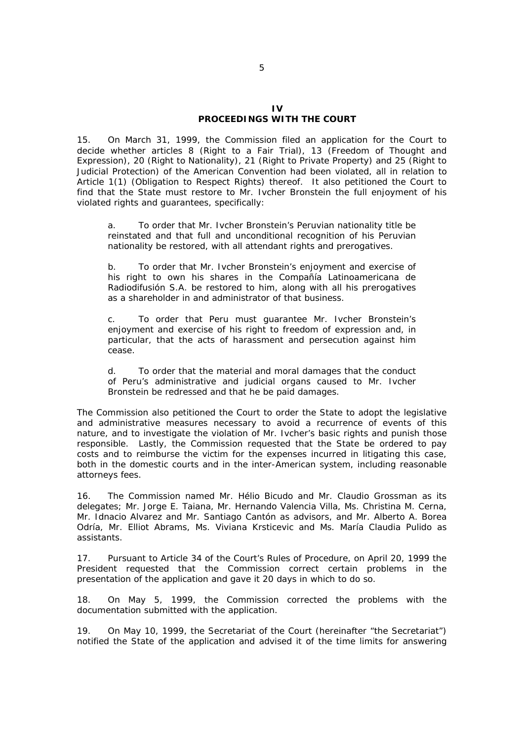## IV
## PROCEEDINGS WITH THE COURT

15. On March 31, 1999, the Commission filed an application for the Court to decide whether articles 8 (Right to a Fair Trial), 13 (Freedom of Thought and Expression), 20 (Right to Nationality), 21 (Right to Private Property) and 25 (Right to Judicial Protection) of the American Convention had been violated, all in relation to Article 1(1) (Obligation to Respect Rights) thereof. It also petitioned the Court to find that the State must restore to Mr. Ivcher Bronstein the full enjoyment of his violated rights and guarantees, specifically:

> a. To order that Mr. Ivcher Bronstein's Peruvian nationality title be reinstated and that full and unconditional recognition of his Peruvian nationality be restored, with all attendant rights and prerogatives.
>
> b. To order that Mr. Ivcher Bronstein's enjoyment and exercise of his right to own his shares in the Compañía Latinoamericana de Radiodifusión S.A. be restored to him, along with all his prerogatives as a shareholder in and administrator of that business.
>
> c. To order that Peru must guarantee Mr. Ivcher Bronstein's enjoyment and exercise of his right to freedom of expression and, in particular, that the acts of harassment and persecution against him cease.
>
> d. To order that the material and moral damages that the conduct of Peru's administrative and judicial organs caused to Mr. Ivcher Bronstein be redressed and that he be paid damages.

The Commission also petitioned the Court to order the State to adopt the legislative and administrative measures necessary to avoid a recurrence of events of this nature, and to investigate the violation of Mr. Ivcher's basic rights and punish those responsible. Lastly, the Commission requested that the State be ordered to pay costs and to reimburse the victim for the expenses incurred in litigating this case, both in the domestic courts and in the inter-American system, including reasonable attorneys fees.

16. The Commission named Mr. Hélio Bicudo and Mr. Claudio Grossman as its delegates; Mr. Jorge E. Taiana, Mr. Hernando Valencia Villa, Ms. Christina M. Cerna, Mr. Idnacio Alvarez and Mr. Santiago Cantón as advisors, and Mr. Alberto A. Borea Odría, Mr. Elliot Abrams, Ms. Viviana Krsticevic and Ms. María Claudia Pulido as assistants.

17. Pursuant to Article 34 of the Court's Rules of Procedure, on April 20, 1999 the President requested that the Commission correct certain problems in the presentation of the application and gave it 20 days in which to do so.

18. On May 5, 1999, the Commission corrected the problems with the documentation submitted with the application.

19. On May 10, 1999, the Secretariat of the Court (hereinafter "the Secretariat") notified the State of the application and advised it of the time limits for answering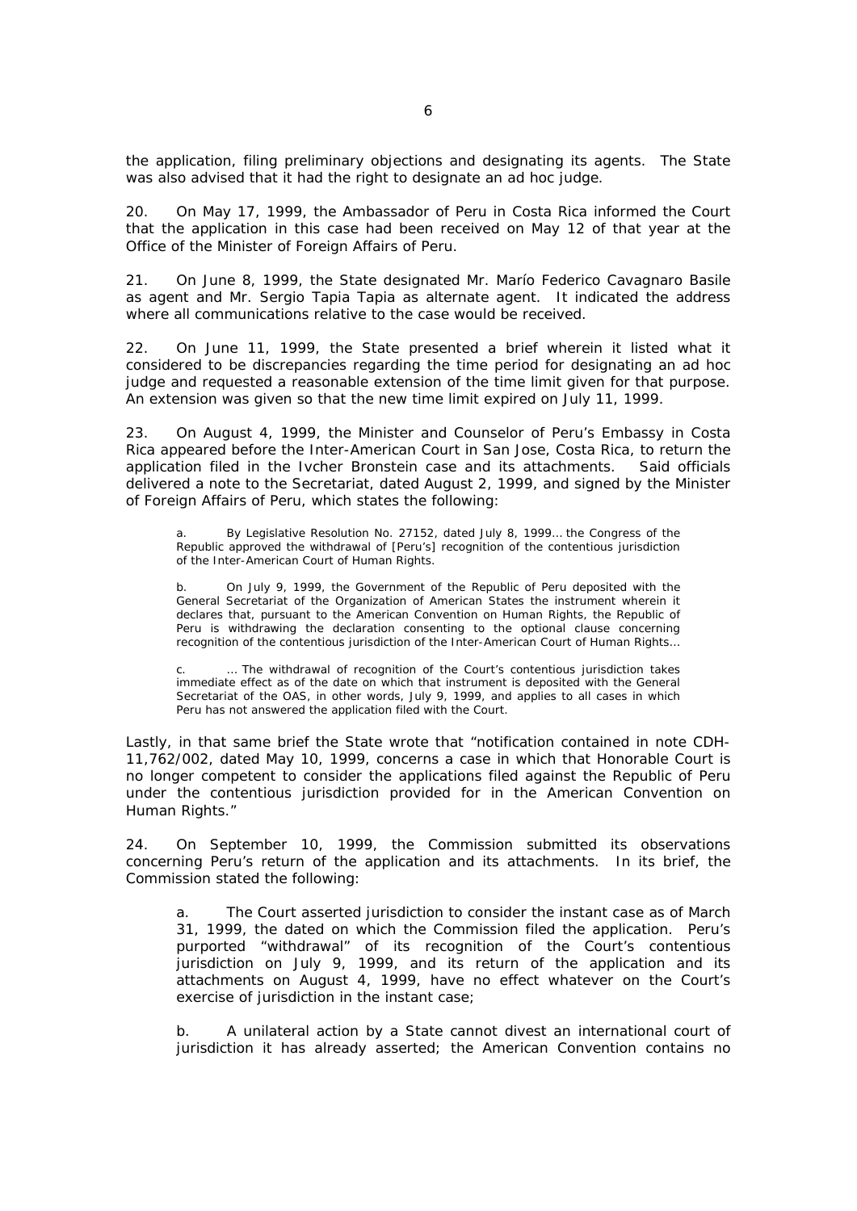the application, filing preliminary objections and designating its agents. The State was also advised that it had the right to designate an ad hoc judge.

20. On May 17, 1999, the Ambassador of Peru in Costa Rica informed the Court that the application in this case had been received on May 12 of that year at the Office of the Minister of Foreign Affairs of Peru.

21. On June 8, 1999, the State designated Mr. Marío Federico Cavagnaro Basile as agent and Mr. Sergio Tapia Tapia as alternate agent. It indicated the address where all communications relative to the case would be received.

22. On June 11, 1999, the State presented a brief wherein it listed what it considered to be discrepancies regarding the time period for designating an ad hoc judge and requested a reasonable extension of the time limit given for that purpose. An extension was given so that the new time limit expired on July 11, 1999.

23. On August 4, 1999, the Minister and Counselor of Peru's Embassy in Costa Rica appeared before the Inter-American Court in San Jose, Costa Rica, to return the application filed in the Ivcher Bronstein case and its attachments. Said officials delivered a note to the Secretariat, dated August 2, 1999, and signed by the Minister of Foreign Affairs of Peru, which states the following:

> a. By Legislative Resolution No. 27152, dated July 8, 1999… the Congress of the Republic approved the withdrawal of [Peru's] recognition of the contentious jurisdiction of the Inter-American Court of Human Rights.
>
> b. On July 9, 1999, the Government of the Republic of Peru deposited with the General Secretariat of the Organization of American States the instrument wherein it declares that, pursuant to the American Convention on Human Rights, the Republic of Peru is withdrawing the declaration consenting to the optional clause concerning recognition of the contentious jurisdiction of the Inter-American Court of Human Rights…
>
> c. … The withdrawal of recognition of the Court's contentious jurisdiction takes immediate effect as of the date on which that instrument is deposited with the General Secretariat of the OAS, in other words, July 9, 1999, and applies to all cases in which Peru has not answered the application filed with the Court.

Lastly, in that same brief the State wrote that "notification contained in note CDH-11,762/002, dated May 10, 1999, concerns a case in which that Honorable Court is no longer competent to consider the applications filed against the Republic of Peru under the contentious jurisdiction provided for in the American Convention on Human Rights."

24. On September 10, 1999, the Commission submitted its observations concerning Peru's return of the application and its attachments. In its brief, the Commission stated the following:

> a. The Court asserted jurisdiction to consider the instant case as of March 31, 1999, the dated on which the Commission filed the application. Peru's purported "withdrawal" of its recognition of the Court's contentious jurisdiction on July 9, 1999, and its return of the application and its attachments on August 4, 1999, have no effect whatever on the Court's exercise of jurisdiction in the instant case;
>
> b. A unilateral action by a State cannot divest an international court of jurisdiction it has already asserted; the American Convention contains no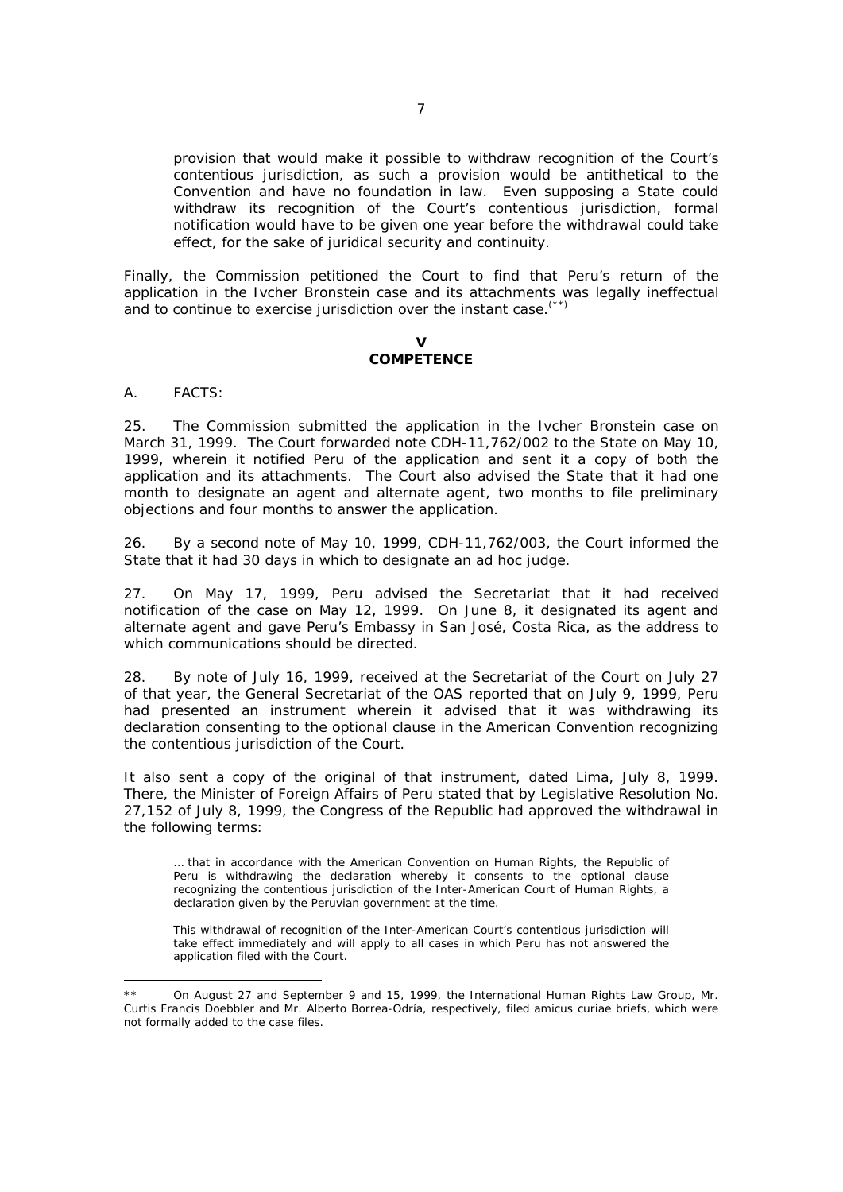provision that would make it possible to withdraw recognition of the Court's contentious jurisdiction, as such a provision would be antithetical to the Convention and have no foundation in law. Even supposing a State could withdraw its recognition of the Court's contentious jurisdiction, formal notification would have to be given one year before the withdrawal could take effect, for the sake of juridical security and continuity.

Finally, the Commission petitioned the Court to find that Peru's return of the application in the Ivcher Bronstein case and its attachments was legally ineffectual and to continue to exercise jurisdiction over the instant case.[**]

## V
## COMPETENCE

A. FACTS:

25. The Commission submitted the application in the Ivcher Bronstein case on March 31, 1999. The Court forwarded note CDH-11,762/002 to the State on May 10, 1999, wherein it notified Peru of the application and sent it a copy of both the application and its attachments. The Court also advised the State that it had one month to designate an agent and alternate agent, two months to file preliminary objections and four months to answer the application.

26. By a second note of May 10, 1999, CDH-11,762/003, the Court informed the State that it had 30 days in which to designate an ad hoc judge.

27. On May 17, 1999, Peru advised the Secretariat that it had received notification of the case on May 12, 1999. On June 8, it designated its agent and alternate agent and gave Peru's Embassy in San José, Costa Rica, as the address to which communications should be directed.

28. By note of July 16, 1999, received at the Secretariat of the Court on July 27 of that year, the General Secretariat of the OAS reported that on July 9, 1999, Peru had presented an instrument wherein it advised that it was withdrawing its declaration consenting to the optional clause in the American Convention recognizing the contentious jurisdiction of the Court.

It also sent a copy of the original of that instrument, dated Lima, July 8, 1999. There, the Minister of Foreign Affairs of Peru stated that by Legislative Resolution No. 27,152 of July 8, 1999, the Congress of the Republic had approved the withdrawal in the following terms:

> ... that in accordance with the American Convention on Human Rights, the Republic of Peru is withdrawing the declaration whereby it consents to the optional clause recognizing the contentious jurisdiction of the Inter-American Court of Human Rights, a declaration given by the Peruvian government at the time.
>
> This withdrawal of recognition of the Inter-American Court's contentious jurisdiction will take effect immediately and will apply to all cases in which Peru has not answered the application filed with the Court.

---

** On August 27 and September 9 and 15, 1999, the International Human Rights Law Group, Mr. Curtis Francis Doebbler and Mr. Alberto Borrea-Odría, respectively, filed amicus curiae briefs, which were not formally added to the case files.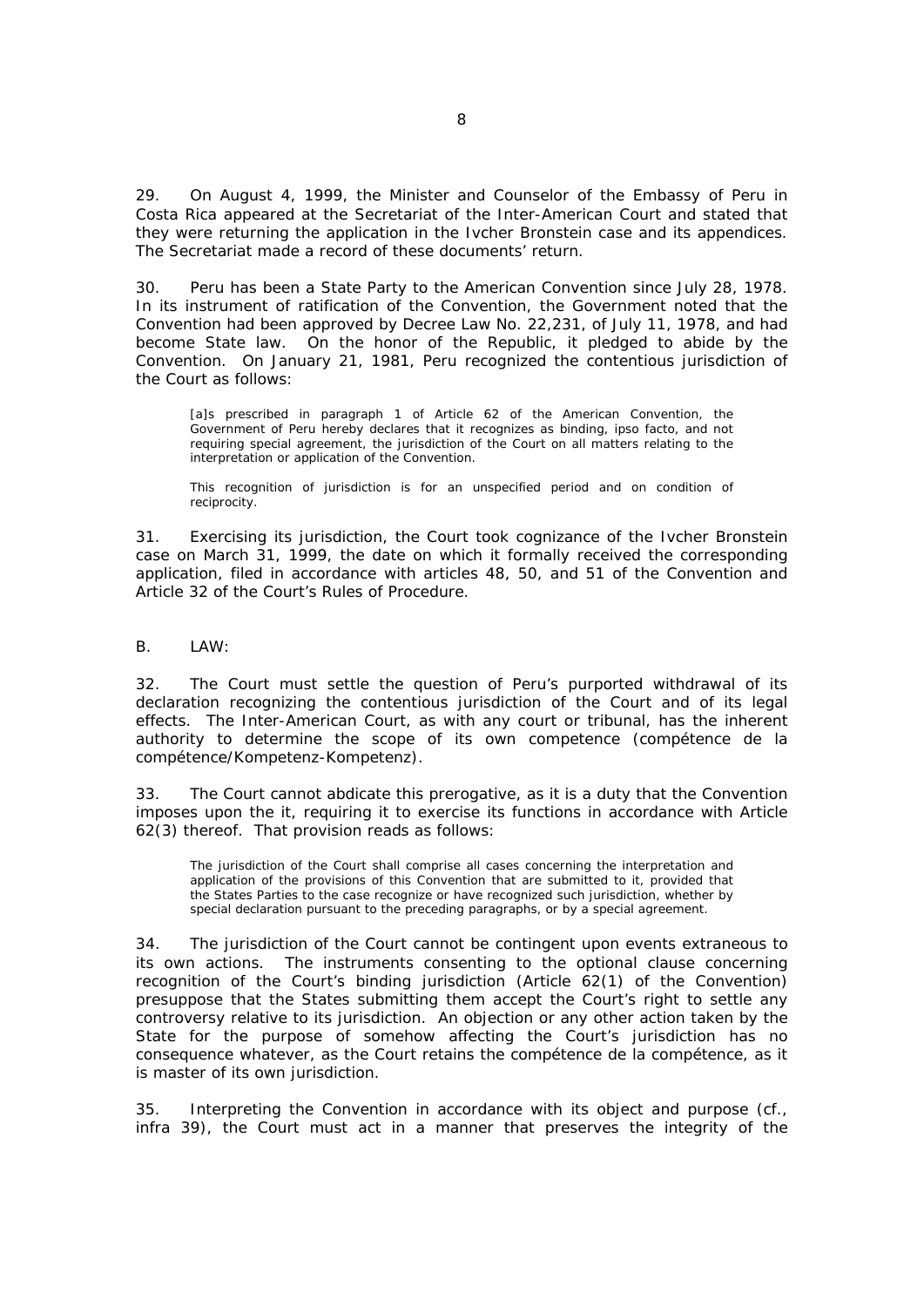29. On August 4, 1999, the Minister and Counselor of the Embassy of Peru in Costa Rica appeared at the Secretariat of the Inter-American Court and stated that they were returning the application in the Ivcher Bronstein case and its appendices. The Secretariat made a record of these documents' return.

30. Peru has been a State Party to the American Convention since July 28, 1978. In its instrument of ratification of the Convention, the Government noted that the Convention had been approved by Decree Law No. 22,231, of July 11, 1978, and had become State law. On the honor of the Republic, it pledged to abide by the Convention. On January 21, 1981, Peru recognized the contentious jurisdiction of the Court as follows:

> [a]s prescribed in paragraph 1 of Article 62 of the American Convention, the Government of Peru hereby declares that it recognizes as binding, ipso facto, and not requiring special agreement, the jurisdiction of the Court on all matters relating to the interpretation or application of the Convention.
>
> This recognition of jurisdiction is for an unspecified period and on condition of reciprocity.

31. Exercising its jurisdiction, the Court took cognizance of the Ivcher Bronstein case on March 31, 1999, the date on which it formally received the corresponding application, filed in accordance with articles 48, 50, and 51 of the Convention and Article 32 of the Court's Rules of Procedure.

## B. LAW:

32. The Court must settle the question of Peru's purported withdrawal of its declaration recognizing the contentious jurisdiction of the Court and of its legal effects. The Inter-American Court, as with any court or tribunal, has the inherent authority to determine the scope of its own competence (compétence de la compétence/Kompetenz-Kompetenz).

33. The Court cannot abdicate this prerogative, as it is a duty that the Convention imposes upon the it, requiring it to exercise its functions in accordance with Article 62(3) thereof. That provision reads as follows:

> The jurisdiction of the Court shall comprise all cases concerning the interpretation and application of the provisions of this Convention that are submitted to it, provided that the States Parties to the case recognize or have recognized such jurisdiction, whether by special declaration pursuant to the preceding paragraphs, or by a special agreement.

34. The jurisdiction of the Court cannot be contingent upon events extraneous to its own actions. The instruments consenting to the optional clause concerning recognition of the Court's binding jurisdiction (Article 62(1) of the Convention) presuppose that the States submitting them accept the Court's right to settle any controversy relative to its jurisdiction. An objection or any other action taken by the State for the purpose of somehow affecting the Court's jurisdiction has no consequence whatever, as the Court retains the compétence de la compétence, as it is master of its own jurisdiction.

35. Interpreting the Convention in accordance with its object and purpose (cf., infra 39), the Court must act in a manner that preserves the integrity of the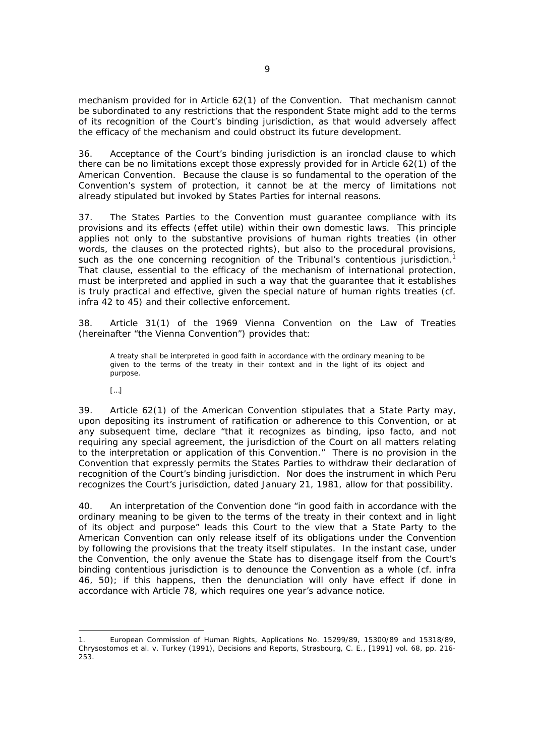mechanism provided for in Article 62(1) of the Convention. That mechanism cannot be subordinated to any restrictions that the respondent State might add to the terms of its recognition of the Court's binding jurisdiction, as that would adversely affect the efficacy of the mechanism and could obstruct its future development.

36. Acceptance of the Court's binding jurisdiction is an ironclad clause to which there can be no limitations except those expressly provided for in Article 62(1) of the American Convention. Because the clause is so fundamental to the operation of the Convention's system of protection, it cannot be at the mercy of limitations not already stipulated but invoked by States Parties for internal reasons.

37. The States Parties to the Convention must guarantee compliance with its provisions and its effects (*effet utile*) within their own domestic laws. This principle applies not only to the substantive provisions of human rights treaties (in other words, the clauses on the protected rights), but also to the procedural provisions, such as the one concerning recognition of the Tribunal's contentious jurisdiction.[1] That clause, essential to the efficacy of the mechanism of international protection, must be interpreted and applied in such a way that the guarantee that it establishes is truly practical and effective, given the special nature of human rights treaties (cf. *infra* 42 to 45) and their collective enforcement.

38. Article 31(1) of the 1969 Vienna Convention on the Law of Treaties (hereinafter "the Vienna Convention") provides that:

> A treaty shall be interpreted in good faith in accordance with the ordinary meaning to be given to the terms of the treaty in their context and in the light of its object and purpose.
>
> [...]

39. Article 62(1) of the American Convention stipulates that a State Party may, upon depositing its instrument of ratification or adherence to this Convention, or at any subsequent time, declare "that it recognizes as binding, *ipso facto*, and not requiring any special agreement, the jurisdiction of the Court on all matters relating to the interpretation or application of this Convention." There is no provision in the Convention that expressly permits the States Parties to withdraw their declaration of recognition of the Court's binding jurisdiction. Nor does the instrument in which Peru recognizes the Court's jurisdiction, dated January 21, 1981, allow for that possibility.

40. An interpretation of the Convention done "in good faith in accordance with the ordinary meaning to be given to the terms of the treaty in their context and in light of its object and purpose" leads this Court to the view that a State Party to the American Convention can only release itself of its obligations under the Convention by following the provisions that the treaty itself stipulates. In the instant case, under the Convention, the only avenue the State has to disengage itself from the Court's binding contentious jurisdiction is to denounce the Convention as a whole (cf. *infra* 46, 50); if this happens, then the denunciation will only have effect if done in accordance with Article 78, which requires one year's advance notice.

---

1. European Commission of Human Rights, Applications No. 15299/89, 15300/89 and 15318/89, *Chrysostomos et al. v. Turkey* (1991), *Decisions and Reports*, Strasbourg, C. E., [1991] vol. 68, pp. 216-253.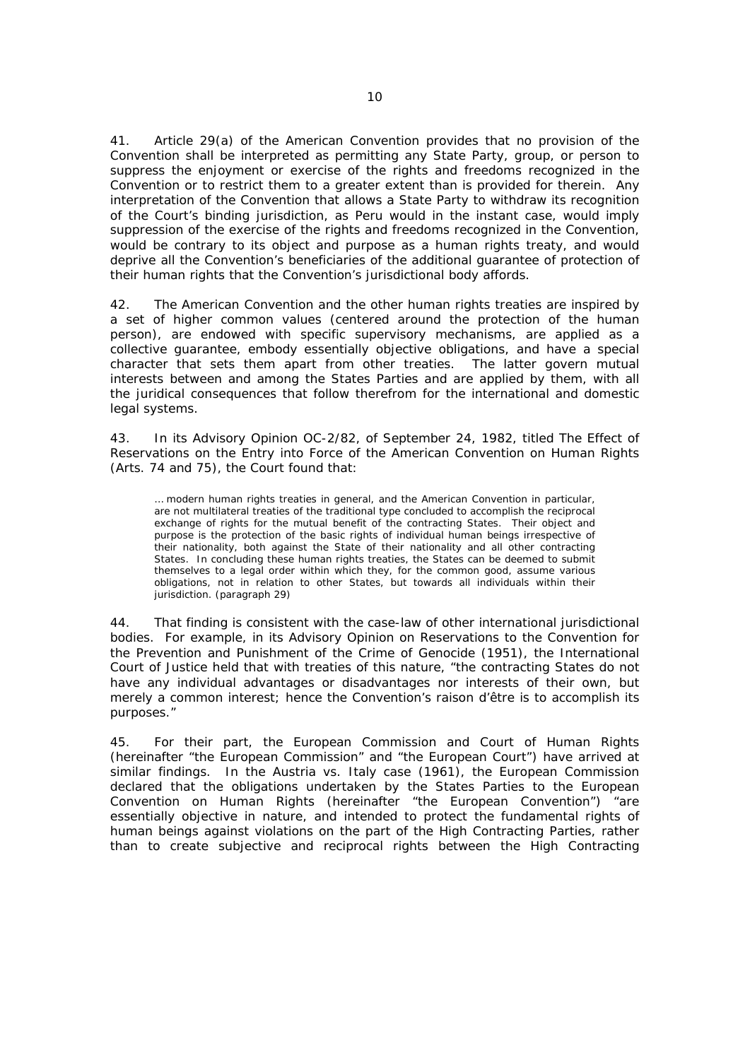41. Article 29(a) of the American Convention provides that no provision of the Convention shall be interpreted as permitting any State Party, group, or person to suppress the enjoyment or exercise of the rights and freedoms recognized in the Convention or to restrict them to a greater extent than is provided for therein. Any interpretation of the Convention that allows a State Party to withdraw its recognition of the Court's binding jurisdiction, as Peru would in the instant case, would imply suppression of the exercise of the rights and freedoms recognized in the Convention, would be contrary to its object and purpose as a human rights treaty, and would deprive all the Convention's beneficiaries of the additional guarantee of protection of their human rights that the Convention's jurisdictional body affords.

42. The American Convention and the other human rights treaties are inspired by a set of higher common values (centered around the protection of the human person), are endowed with specific supervisory mechanisms, are applied as a collective guarantee, embody essentially objective obligations, and have a special character that sets them apart from other treaties. The latter govern mutual interests between and among the States Parties and are applied by them, with all the juridical consequences that follow therefrom for the international and domestic legal systems.

43. In its Advisory Opinion OC-2/82, of September 24, 1982, titled The Effect of Reservations on the Entry into Force of the American Convention on Human Rights (Arts. 74 and 75), the Court found that:

> … modern human rights treaties in general, and the American Convention in particular, are not multilateral treaties of the traditional type concluded to accomplish the reciprocal exchange of rights for the mutual benefit of the contracting States. Their object and purpose is the protection of the basic rights of individual human beings irrespective of their nationality, both against the State of their nationality and all other contracting States. In concluding these human rights treaties, the States can be deemed to submit themselves to a legal order within which they, for the common good, assume various obligations, not in relation to other States, but towards all individuals within their jurisdiction. (paragraph 29)

44. That finding is consistent with the case-law of other international jurisdictional bodies. For example, in its Advisory Opinion on Reservations to the Convention for the Prevention and Punishment of the Crime of Genocide (1951), the International Court of Justice held that with treaties of this nature, "the contracting States do not have any individual advantages or disadvantages nor interests of their own, but merely a common interest; hence the Convention's raison d'être is to accomplish its purposes."

45. For their part, the European Commission and Court of Human Rights (hereinafter "the European Commission" and "the European Court") have arrived at similar findings. In the Austria vs. Italy case (1961), the European Commission declared that the obligations undertaken by the States Parties to the European Convention on Human Rights (hereinafter "the European Convention") "are essentially objective in nature, and intended to protect the fundamental rights of human beings against violations on the part of the High Contracting Parties, rather than to create subjective and reciprocal rights between the High Contracting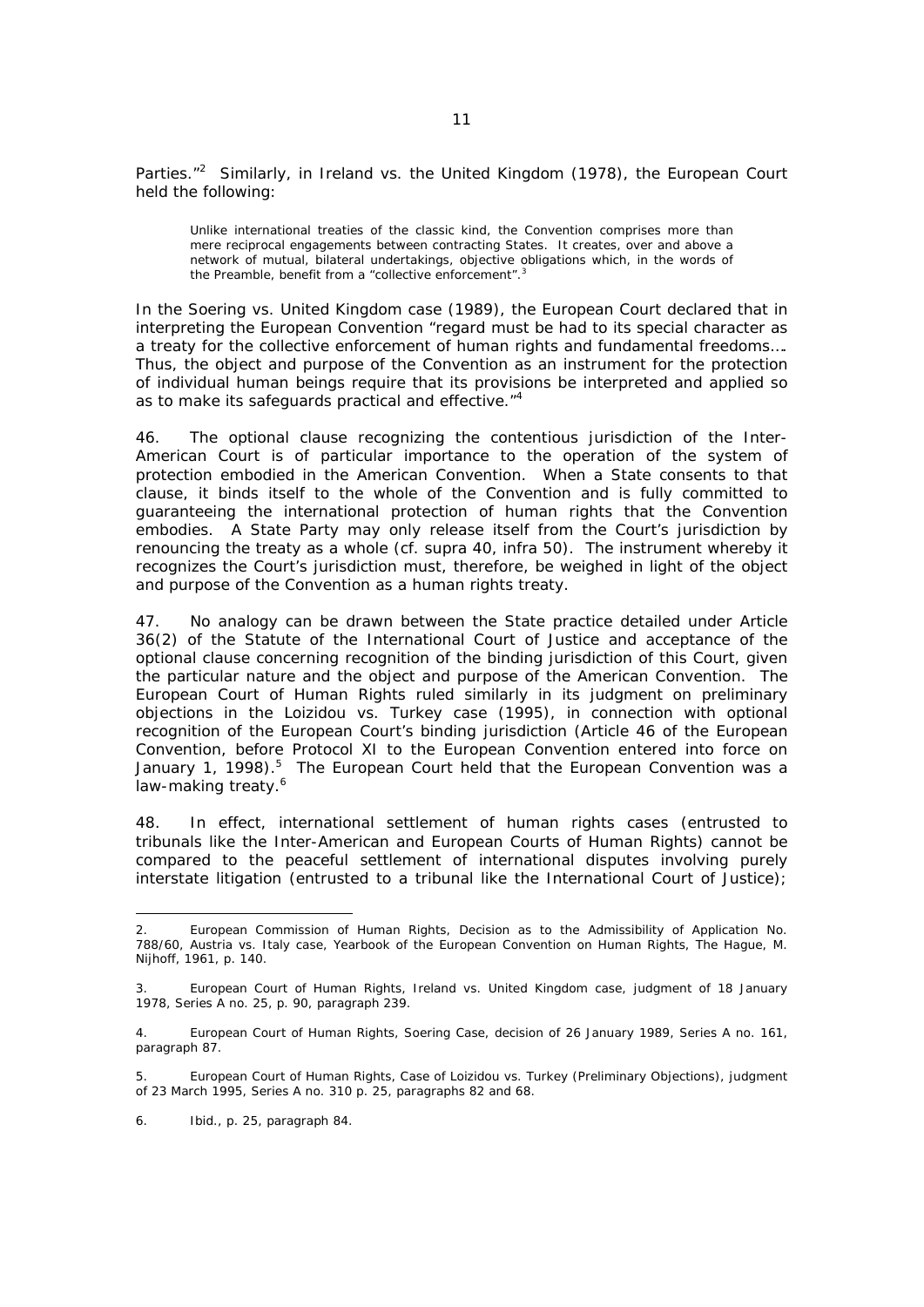Parties."[2] Similarly, in Ireland vs. the United Kingdom (1978), the European Court held the following:

> Unlike international treaties of the classic kind, the Convention comprises more than mere reciprocal engagements between contracting States. It creates, over and above a network of mutual, bilateral undertakings, objective obligations which, in the words of the Preamble, benefit from a "collective enforcement".[3]

In the Soering vs. United Kingdom case (1989), the European Court declared that in interpreting the European Convention "regard must be had to its special character as a treaty for the collective enforcement of human rights and fundamental freedoms…. Thus, the object and purpose of the Convention as an instrument for the protection of individual human beings require that its provisions be interpreted and applied so as to make its safeguards practical and effective."[4]

46. The optional clause recognizing the contentious jurisdiction of the Inter-American Court is of particular importance to the operation of the system of protection embodied in the American Convention. When a State consents to that clause, it binds itself to the whole of the Convention and is fully committed to guaranteeing the international protection of human rights that the Convention embodies. A State Party may only release itself from the Court's jurisdiction by renouncing the treaty as a whole (cf. supra 40, infra 50). The instrument whereby it recognizes the Court's jurisdiction must, therefore, be weighed in light of the object and purpose of the Convention as a human rights treaty.

47. No analogy can be drawn between the State practice detailed under Article 36(2) of the Statute of the International Court of Justice and acceptance of the optional clause concerning recognition of the binding jurisdiction of this Court, given the particular nature and the object and purpose of the American Convention. The European Court of Human Rights ruled similarly in its judgment on preliminary objections in the Loizidou vs. Turkey case (1995), in connection with optional recognition of the European Court's binding jurisdiction (Article 46 of the European Convention, before Protocol XI to the European Convention entered into force on January 1, 1998).[5] The European Court held that the European Convention was a law-making treaty.[6]

48. In effect, international settlement of human rights cases (entrusted to tribunals like the Inter-American and European Courts of Human Rights) cannot be compared to the peaceful settlement of international disputes involving purely interstate litigation (entrusted to a tribunal like the International Court of Justice);

---

2. European Commission of Human Rights, Decision as to the Admissibility of Application No. 788/60, Austria vs. Italy case, Yearbook of the European Convention on Human Rights, The Hague, M. Nijhoff, 1961, p. 140.

3. European Court of Human Rights, Ireland vs. United Kingdom case, judgment of 18 January 1978, Series A no. 25, p. 90, paragraph 239.

4. European Court of Human Rights, Soering Case, decision of 26 January 1989, Series A no. 161, paragraph 87.

5. European Court of Human Rights, Case of Loizidou vs. Turkey (Preliminary Objections), judgment of 23 March 1995, Series A no. 310 p. 25, paragraphs 82 and 68.

6. Ibid., p. 25, paragraph 84.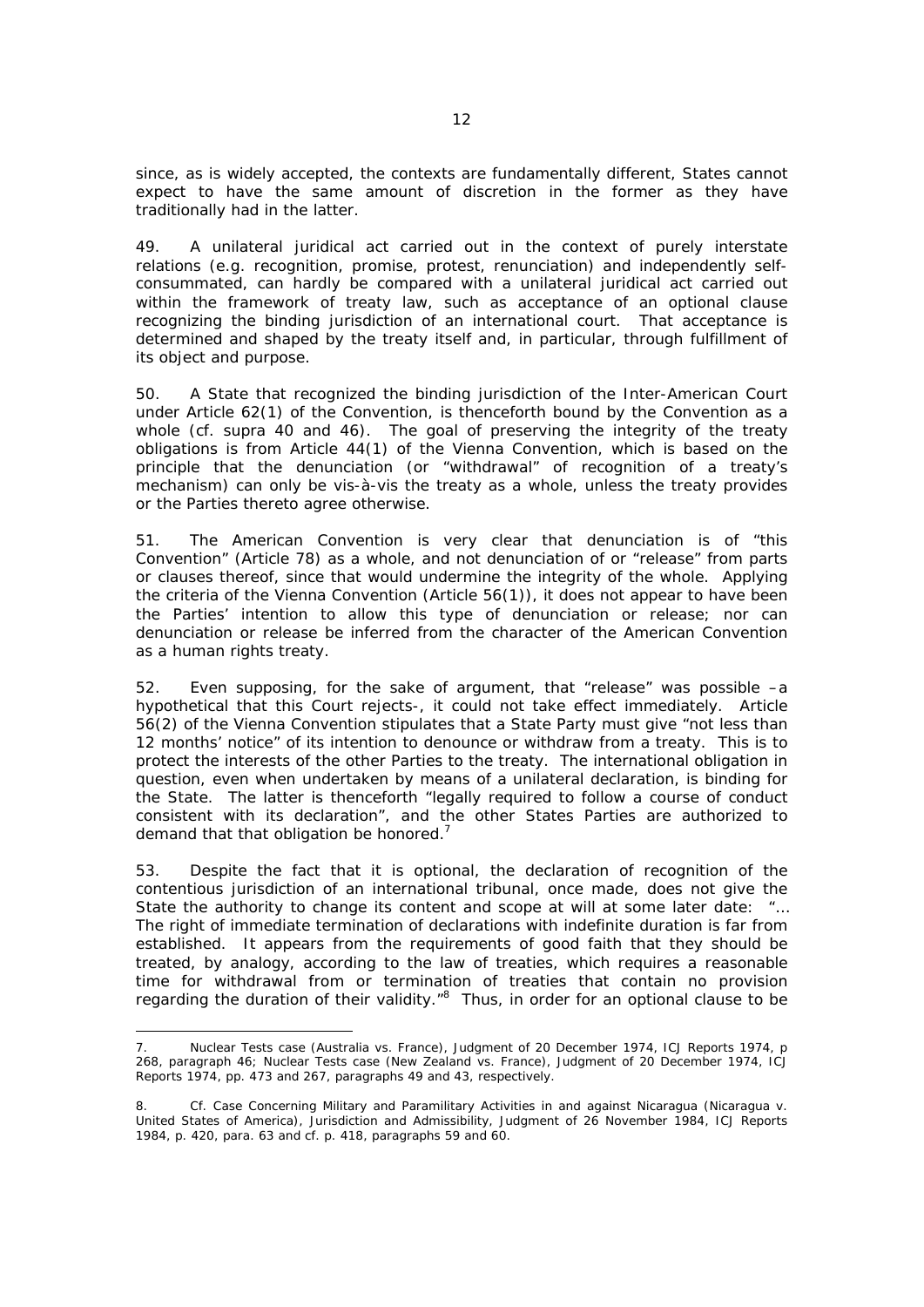since, as is widely accepted, the contexts are fundamentally different, States cannot expect to have the same amount of discretion in the former as they have traditionally had in the latter.

49. A unilateral juridical act carried out in the context of purely interstate relations (e.g. recognition, promise, protest, renunciation) and independently self-consummated, can hardly be compared with a unilateral juridical act carried out within the framework of treaty law, such as acceptance of an optional clause recognizing the binding jurisdiction of an international court. That acceptance is determined and shaped by the treaty itself and, in particular, through fulfillment of its object and purpose.

50. A State that recognized the binding jurisdiction of the Inter-American Court under Article 62(1) of the Convention, is thenceforth bound by the Convention as a whole (cf. supra 40 and 46). The goal of preserving the integrity of the treaty obligations is from Article 44(1) of the Vienna Convention, which is based on the principle that the denunciation (or "withdrawal" of recognition of a treaty's mechanism) can only be vis-à-vis the treaty as a whole, unless the treaty provides or the Parties thereto agree otherwise.

51. The American Convention is very clear that denunciation is of "this Convention" (Article 78) as a whole, and not denunciation of or "release" from parts or clauses thereof, since that would undermine the integrity of the whole. Applying the criteria of the Vienna Convention (Article 56(1)), it does not appear to have been the Parties' intention to allow this type of denunciation or release; nor can denunciation or release be inferred from the character of the American Convention as a human rights treaty.

52. Even supposing, for the sake of argument, that "release" was possible –a hypothetical that this Court rejects-, it could not take effect immediately. Article 56(2) of the Vienna Convention stipulates that a State Party must give "not less than 12 months' notice" of its intention to denounce or withdraw from a treaty. This is to protect the interests of the other Parties to the treaty. The international obligation in question, even when undertaken by means of a unilateral declaration, is binding for the State. The latter is thenceforth "legally required to follow a course of conduct consistent with its declaration", and the other States Parties are authorized to demand that that obligation be honored.[7]

53. Despite the fact that it is optional, the declaration of recognition of the contentious jurisdiction of an international tribunal, once made, does not give the State the authority to change its content and scope at will at some later date: "... The right of immediate termination of declarations with indefinite duration is far from established. It appears from the requirements of good faith that they should be treated, by analogy, according to the law of treaties, which requires a reasonable time for withdrawal from or termination of treaties that contain no provision regarding the duration of their validity."[8] Thus, in order for an optional clause to be

---

7. Nuclear Tests case (Australia vs. France), Judgment of 20 December 1974, ICJ Reports 1974, p 268, paragraph 46; Nuclear Tests case (New Zealand vs. France), Judgment of 20 December 1974, ICJ Reports 1974, pp. 473 and 267, paragraphs 49 and 43, respectively.

8. Cf. Case Concerning Military and Paramilitary Activities in and against Nicaragua (Nicaragua v. United States of America), Jurisdiction and Admissibility, Judgment of 26 November 1984, ICJ Reports 1984, p. 420, para. 63 and cf. p. 418, paragraphs 59 and 60.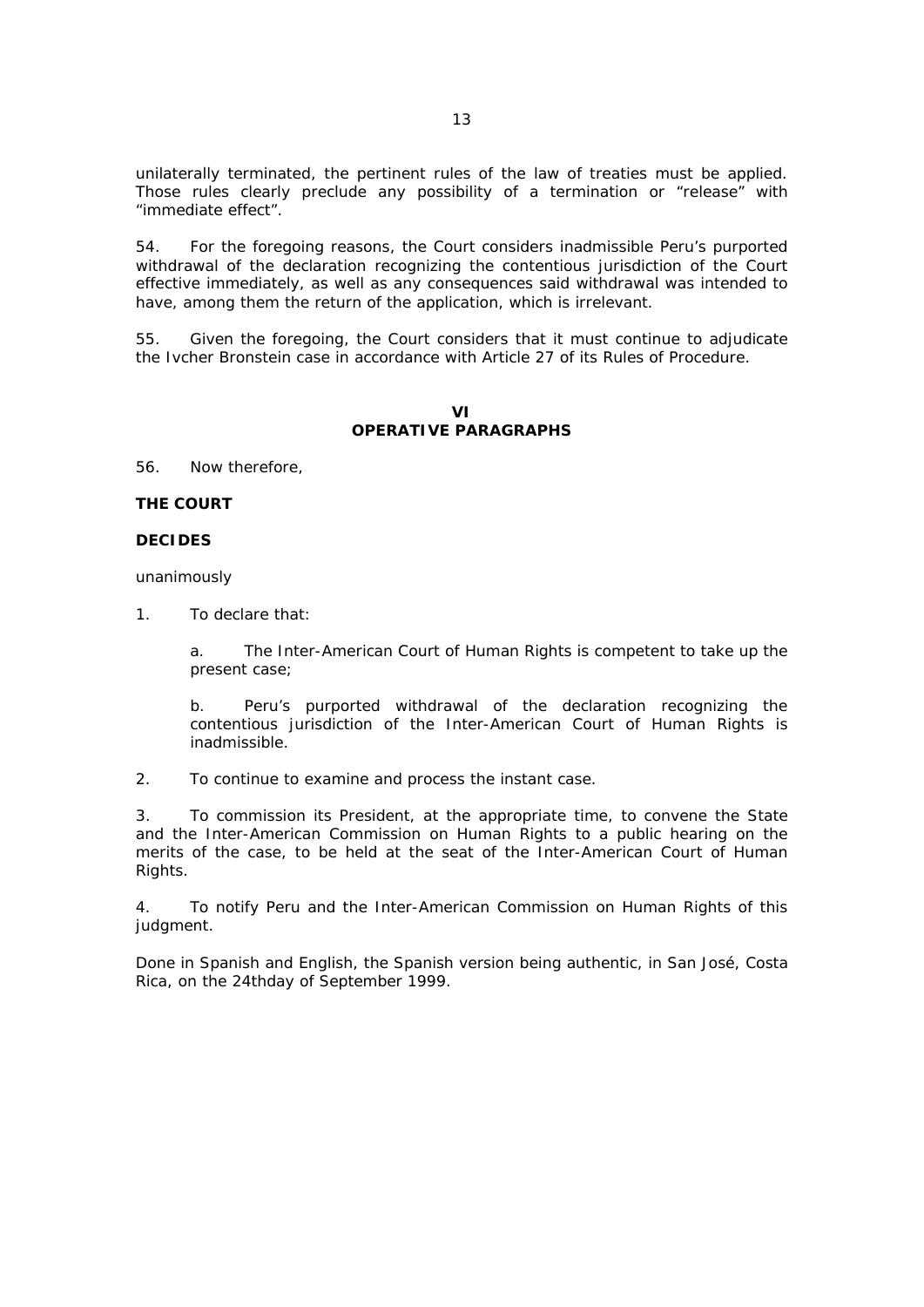unilaterally terminated, the pertinent rules of the law of treaties must be applied. Those rules clearly preclude any possibility of a termination or "release" with "immediate effect".

54. For the foregoing reasons, the Court considers inadmissible Peru's purported withdrawal of the declaration recognizing the contentious jurisdiction of the Court effective immediately, as well as any consequences said withdrawal was intended to have, among them the return of the application, which is irrelevant.

55. Given the foregoing, the Court considers that it must continue to adjudicate the Ivcher Bronstein case in accordance with Article 27 of its Rules of Procedure.

## VI
## OPERATIVE PARAGRAPHS

56. Now therefore,

**THE COURT**

**DECIDES**

unanimously

1. To declare that:

   a. The Inter-American Court of Human Rights is competent to take up the present case;

   b. Peru's purported withdrawal of the declaration recognizing the contentious jurisdiction of the Inter-American Court of Human Rights is inadmissible.

2. To continue to examine and process the instant case.

3. To commission its President, at the appropriate time, to convene the State and the Inter-American Commission on Human Rights to a public hearing on the merits of the case, to be held at the seat of the Inter-American Court of Human Rights.

4. To notify Peru and the Inter-American Commission on Human Rights of this judgment.

Done in Spanish and English, the Spanish version being authentic, in San José, Costa Rica, on the 24thday of September 1999.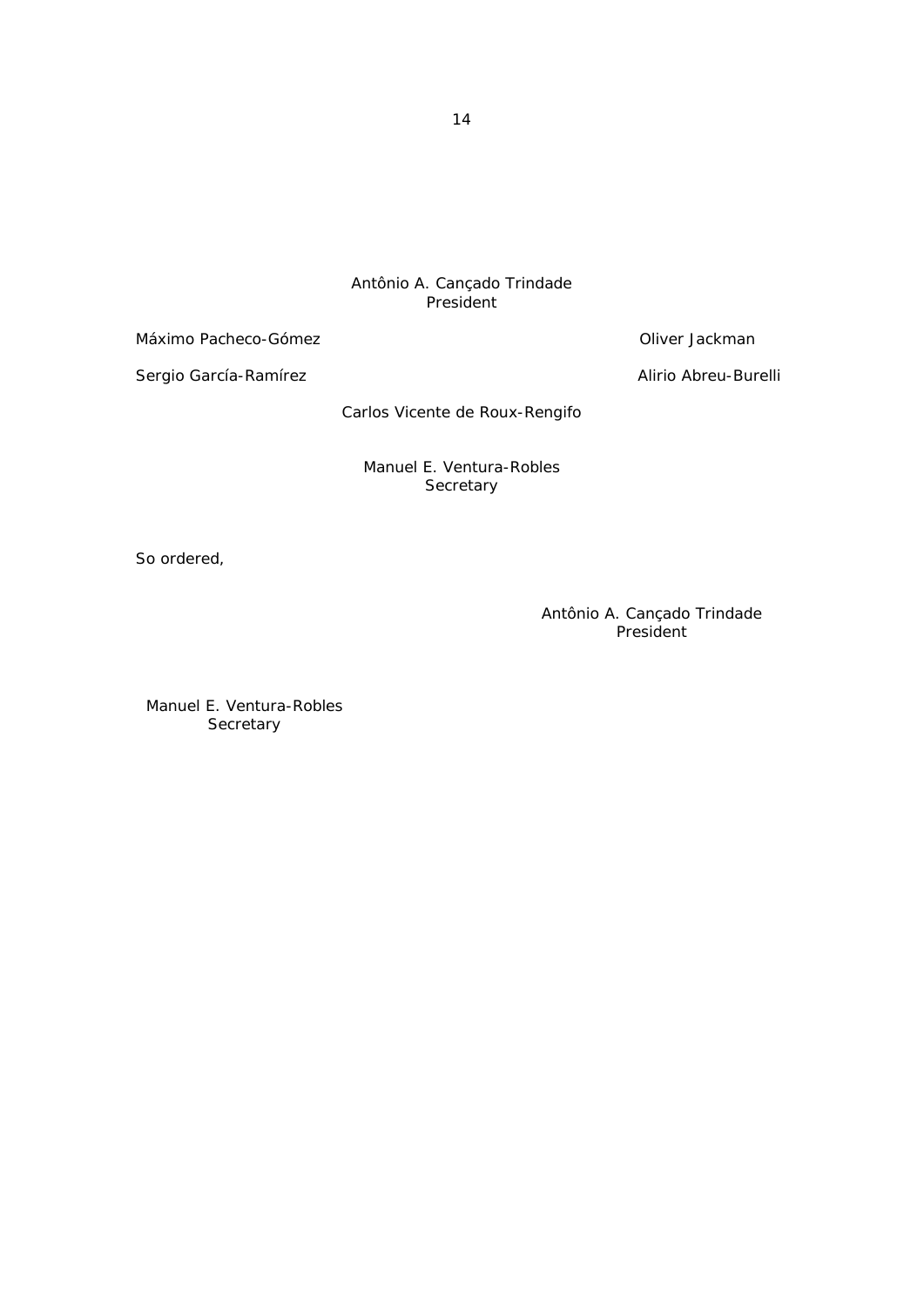Antônio A. Cançado Trindade
President

Máximo Pacheco-Gómez

Oliver Jackman

Sergio García-Ramírez

Alirio Abreu-Burelli

Carlos Vicente de Roux-Rengifo

Manuel E. Ventura-Robles
Secretary

So ordered,

Antônio A. Cançado Trindade
President

Manuel E. Ventura-Robles
Secretary